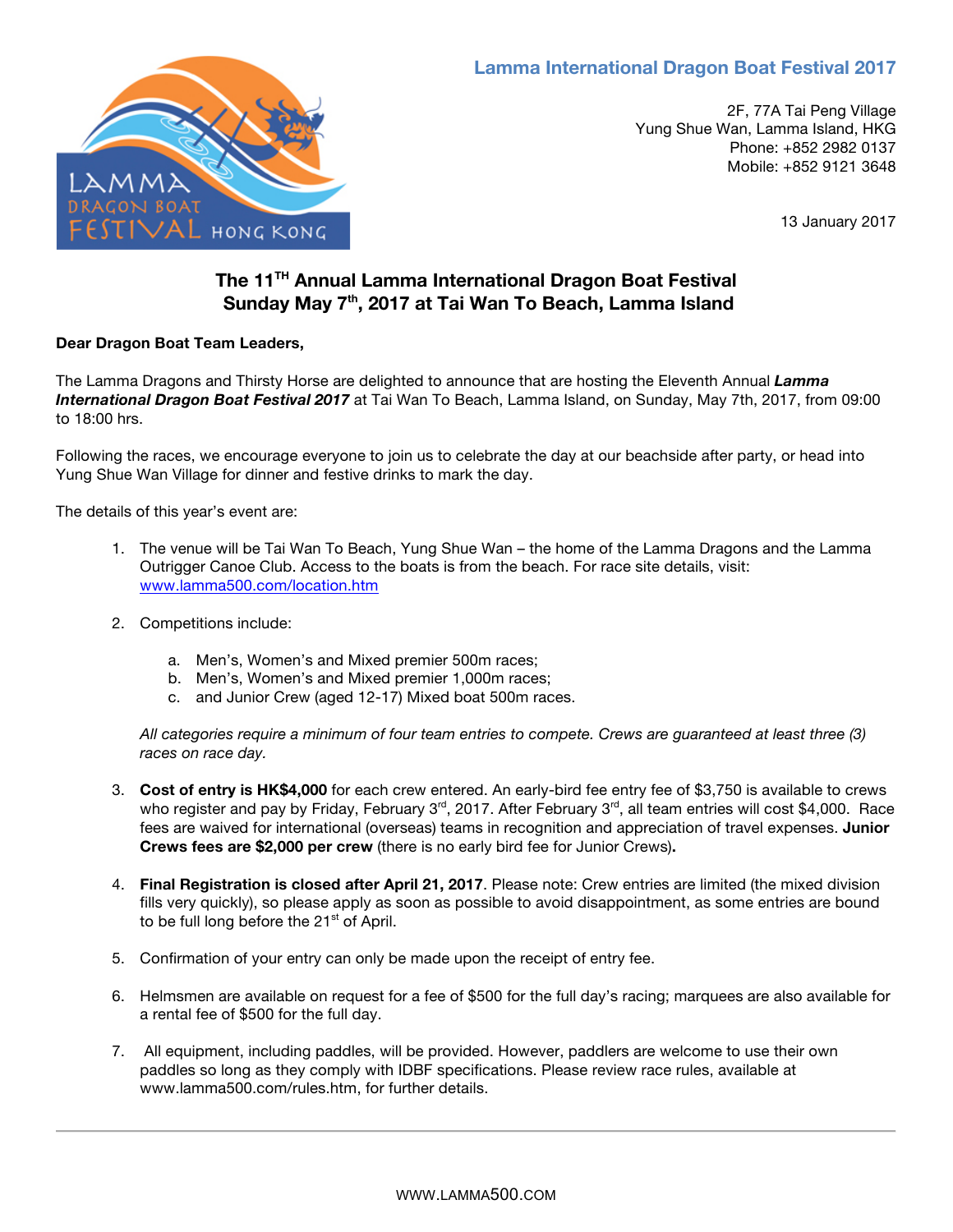**Lamma International Dragon Boat Festival 2017**

2F, 77A Tai Peng Village
Yung Shue Wan, Lamma Island, HKG
Phone: +852 2982 0137
Mobile: +852 9121 3648

13 January 2017

# The 11TH Annual Lamma International Dragon Boat Festival
# Sunday May 7th, 2017 at Tai Wan To Beach, Lamma Island

**Dear Dragon Boat Team Leaders,**

The Lamma Dragons and Thirsty Horse are delighted to announce that are hosting the Eleventh Annual ***Lamma International Dragon Boat Festival 2017*** at Tai Wan To Beach, Lamma Island, on Sunday, May 7th, 2017, from 09:00 to 18:00 hrs.

Following the races, we encourage everyone to join us to celebrate the day at our beachside after party, or head into Yung Shue Wan Village for dinner and festive drinks to mark the day.

The details of this year's event are:

1. The venue will be Tai Wan To Beach, Yung Shue Wan – the home of the Lamma Dragons and the Lamma Outrigger Canoe Club. Access to the boats is from the beach. For race site details, visit: www.lamma500.com/location.htm

2. Competitions include:

    a. Men's, Women's and Mixed premier 500m races;
    b. Men's, Women's and Mixed premier 1,000m races;
    c. and Junior Crew (aged 12-17) Mixed boat 500m races.

    *All categories require a minimum of four team entries to compete. Crews are guaranteed at least three (3) races on race day.*

3. **Cost of entry is HK$4,000** for each crew entered. An early-bird fee entry fee of $3,750 is available to crews who register and pay by Friday, February 3rd, 2017. After February 3rd, all team entries will cost $4,000. Race fees are waived for international (overseas) teams in recognition and appreciation of travel expenses. **Junior Crews fees are $2,000 per crew** (there is no early bird fee for Junior Crews)**.**

4. **Final Registration is closed after April 21, 2017**. Please note: Crew entries are limited (the mixed division fills very quickly), so please apply as soon as possible to avoid disappointment, as some entries are bound to be full long before the 21st of April.

5. Confirmation of your entry can only be made upon the receipt of entry fee.

6. Helmsmen are available on request for a fee of $500 for the full day's racing; marquees are also available for a rental fee of $500 for the full day.

7. All equipment, including paddles, will be provided. However, paddlers are welcome to use their own paddles so long as they comply with IDBF specifications. Please review race rules, available at www.lamma500.com/rules.htm, for further details.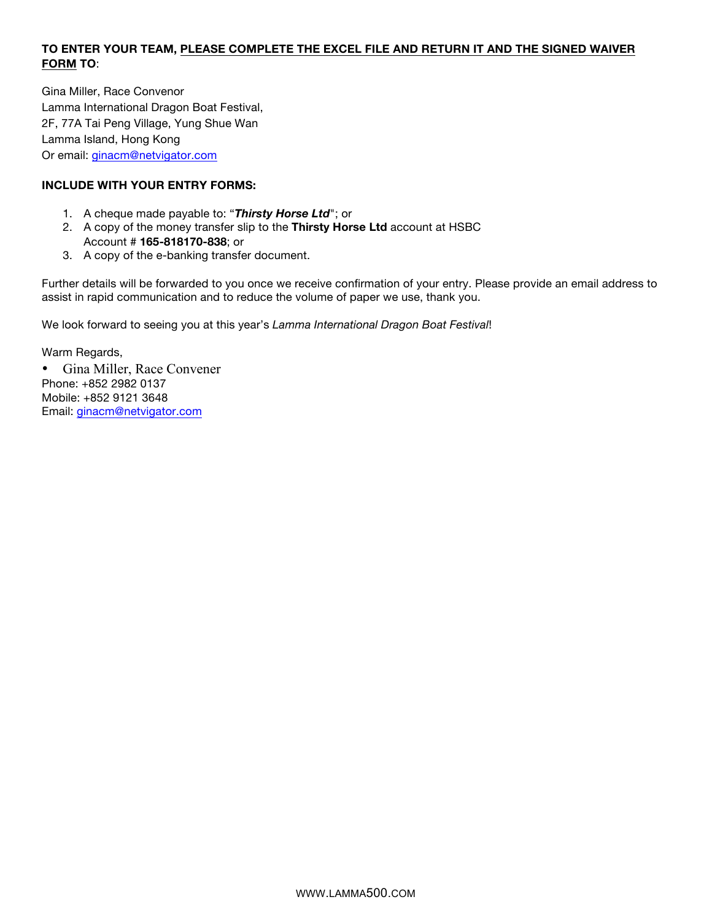**TO ENTER YOUR TEAM, PLEASE COMPLETE THE EXCEL FILE AND RETURN IT AND THE SIGNED WAIVER FORM TO**:

Gina Miller, Race Convenor
Lamma International Dragon Boat Festival,
2F, 77A Tai Peng Village, Yung Shue Wan
Lamma Island, Hong Kong
Or email: ginacm@netvigator.com

**INCLUDE WITH YOUR ENTRY FORMS:**

1. A cheque made payable to: "***Thirsty Horse Ltd***"; or
2. A copy of the money transfer slip to the **Thirsty Horse Ltd** account at HSBC Account # **165-818170-838**; or
3. A copy of the e-banking transfer document.

Further details will be forwarded to you once we receive confirmation of your entry. Please provide an email address to assist in rapid communication and to reduce the volume of paper we use, thank you.

We look forward to seeing you at this year's *Lamma International Dragon Boat Festival*!

Warm Regards,

- Gina Miller, Race Convener

Phone: +852 2982 0137
Mobile: +852 9121 3648
Email: ginacm@netvigator.com

WWW.LAMMA500.COM